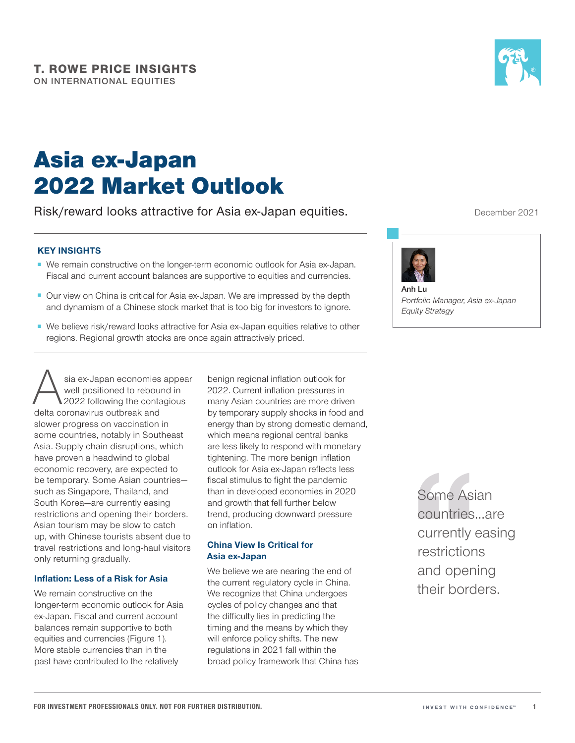**T. ROWE PRICE INSIGHTS**
ON INTERNATIONAL EQUITIES

# Asia ex-Japan 2022 Market Outlook

Risk/reward looks attractive for Asia ex-Japan equities.

December 2021

**Anh Lu**
*Portfolio Manager, Asia ex-Japan Equity Strategy*

### KEY INSIGHTS

- We remain constructive on the longer-term economic outlook for Asia ex-Japan. Fiscal and current account balances are supportive to equities and currencies.
- Our view on China is critical for Asia ex-Japan. We are impressed by the depth and dynamism of a Chinese stock market that is too big for investors to ignore.
- We believe risk/reward looks attractive for Asia ex-Japan equities relative to other regions. Regional growth stocks are once again attractively priced.

Asia ex-Japan economies appear well positioned to rebound in 2022 following the contagious delta coronavirus outbreak and slower progress on vaccination in some countries, notably in Southeast Asia. Supply chain disruptions, which have proven a headwind to global economic recovery, are expected to be temporary. Some Asian countries—such as Singapore, Thailand, and South Korea—are currently easing restrictions and opening their borders. Asian tourism may be slow to catch up, with Chinese tourists absent due to travel restrictions and long-haul visitors only returning gradually.

### Inflation: Less of a Risk for Asia

We remain constructive on the longer-term economic outlook for Asia ex-Japan. Fiscal and current account balances remain supportive to both equities and currencies (Figure 1). More stable currencies than in the past have contributed to the relatively benign regional inflation outlook for 2022. Current inflation pressures in many Asian countries are more driven by temporary supply shocks in food and energy than by strong domestic demand, which means regional central banks are less likely to respond with monetary tightening. The more benign inflation outlook for Asia ex-Japan reflects less fiscal stimulus to fight the pandemic than in developed economies in 2020 and growth that fell further below trend, producing downward pressure on inflation.

### China View Is Critical for Asia ex-Japan

We believe we are nearing the end of the current regulatory cycle in China. We recognize that China undergoes cycles of policy changes and that the difficulty lies in predicting the timing and the means by which they will enforce policy shifts. The new regulations in 2021 fall within the broad policy framework that China has

> Some Asian countries...are currently easing restrictions and opening their borders.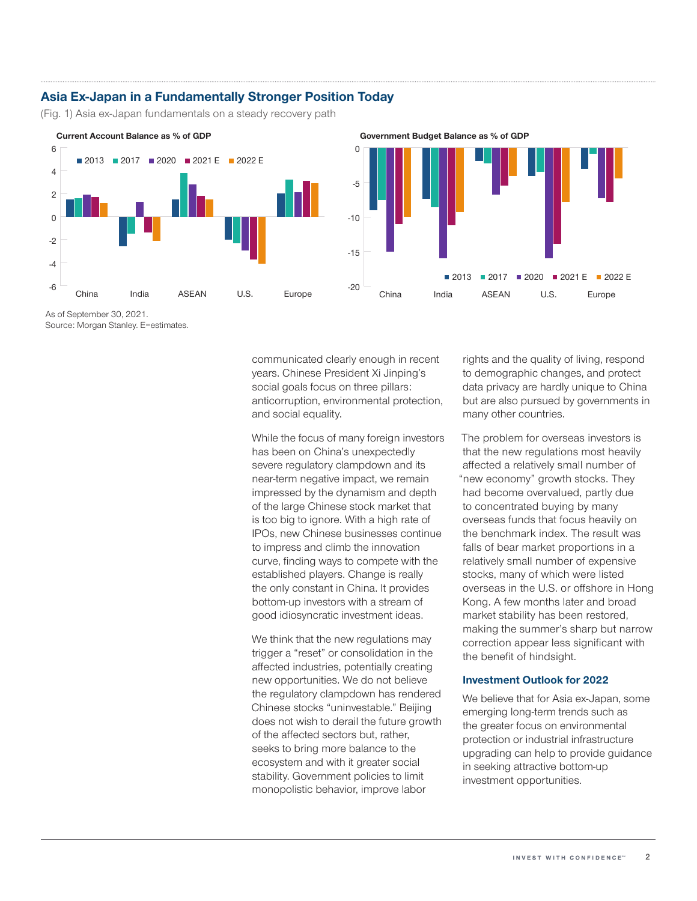## Asia Ex-Japan in a Fundamentally Stronger Position Today

(Fig. 1) Asia ex-Japan fundamentals on a steady recovery path

**Current Account Balance as % of GDP**

**Government Budget Balance as % of GDP**

As of September 30, 2021.
Source: Morgan Stanley. E=estimates.

communicated clearly enough in recent years. Chinese President Xi Jinping's social goals focus on three pillars: anticorruption, environmental protection, and social equality.

While the focus of many foreign investors has been on China's unexpectedly severe regulatory clampdown and its near-term negative impact, we remain impressed by the dynamism and depth of the large Chinese stock market that is too big to ignore. With a high rate of IPOs, new Chinese businesses continue to impress and climb the innovation curve, finding ways to compete with the established players. Change is really the only constant in China. It provides bottom-up investors with a stream of good idiosyncratic investment ideas.

We think that the new regulations may trigger a "reset" or consolidation in the affected industries, potentially creating new opportunities. We do not believe the regulatory clampdown has rendered Chinese stocks "uninvestable." Beijing does not wish to derail the future growth of the affected sectors but, rather, seeks to bring more balance to the ecosystem and with it greater social stability. Government policies to limit monopolistic behavior, improve labor rights and the quality of living, respond to demographic changes, and protect data privacy are hardly unique to China but are also pursued by governments in many other countries.

The problem for overseas investors is that the new regulations most heavily affected a relatively small number of "new economy" growth stocks. They had become overvalued, partly due to concentrated buying by many overseas funds that focus heavily on the benchmark index. The result was falls of bear market proportions in a relatively small number of expensive stocks, many of which were listed overseas in the U.S. or offshore in Hong Kong. A few months later and broad market stability has been restored, making the summer's sharp but narrow correction appear less significant with the benefit of hindsight.

### Investment Outlook for 2022

We believe that for Asia ex-Japan, some emerging long-term trends such as the greater focus on environmental protection or industrial infrastructure upgrading can help to provide guidance in seeking attractive bottom-up investment opportunities.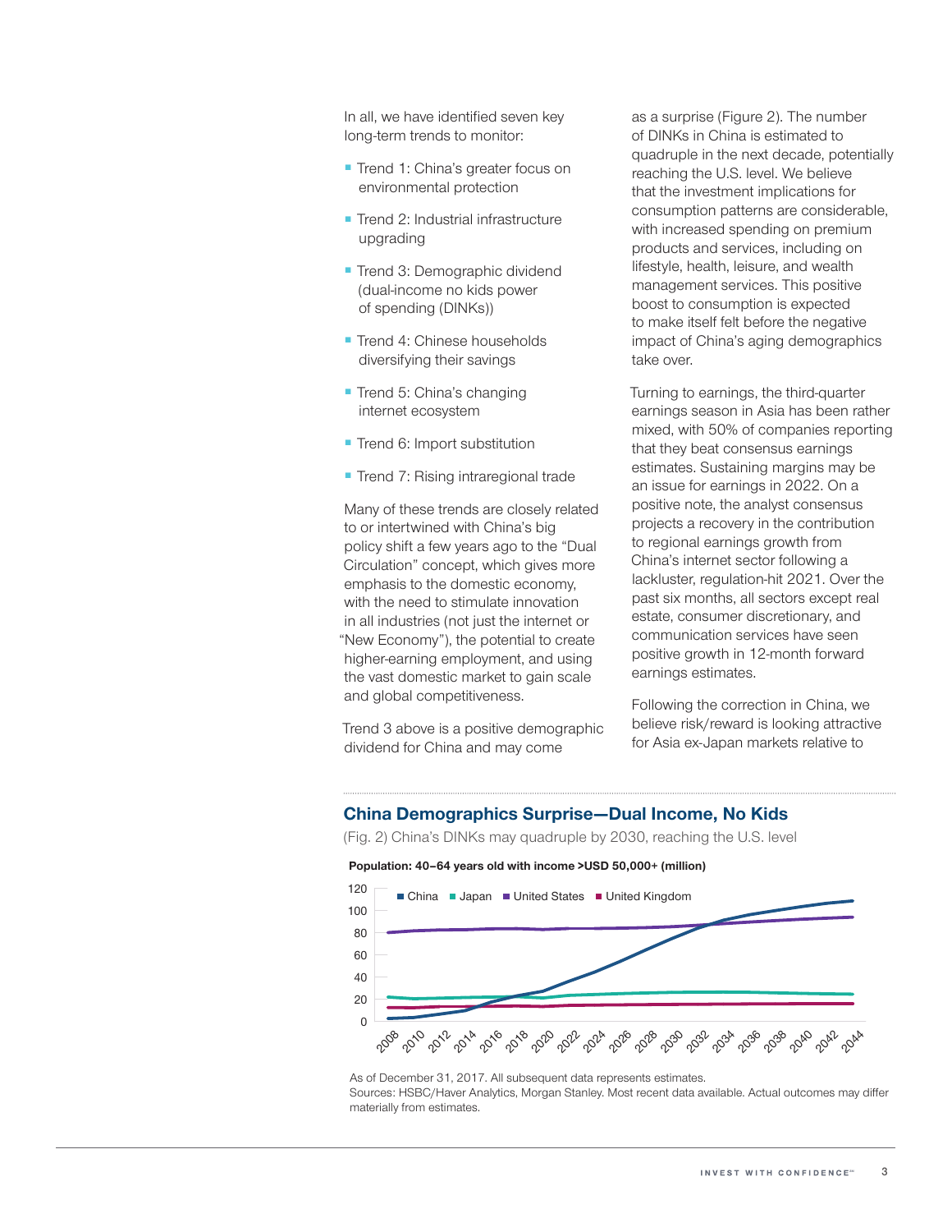In all, we have identified seven key long-term trends to monitor:

- Trend 1: China's greater focus on environmental protection
- Trend 2: Industrial infrastructure upgrading
- Trend 3: Demographic dividend (dual-income no kids power of spending (DINKs))
- Trend 4: Chinese households diversifying their savings
- Trend 5: China's changing internet ecosystem
- Trend 6: Import substitution
- Trend 7: Rising intraregional trade

Many of these trends are closely related to or intertwined with China's big policy shift a few years ago to the "Dual Circulation" concept, which gives more emphasis to the domestic economy, with the need to stimulate innovation in all industries (not just the internet or "New Economy"), the potential to create higher-earning employment, and using the vast domestic market to gain scale and global competitiveness.

Trend 3 above is a positive demographic dividend for China and may come as a surprise (Figure 2). The number of DINKs in China is estimated to quadruple in the next decade, potentially reaching the U.S. level. We believe that the investment implications for consumption patterns are considerable, with increased spending on premium products and services, including on lifestyle, health, leisure, and wealth management services. This positive boost to consumption is expected to make itself felt before the negative impact of China's aging demographics take over.

Turning to earnings, the third-quarter earnings season in Asia has been rather mixed, with 50% of companies reporting that they beat consensus earnings estimates. Sustaining margins may be an issue for earnings in 2022. On a positive note, the analyst consensus projects a recovery in the contribution to regional earnings growth from China's internet sector following a lackluster, regulation-hit 2021. Over the past six months, all sectors except real estate, consumer discretionary, and communication services have seen positive growth in 12-month forward earnings estimates.

Following the correction in China, we believe risk/reward is looking attractive for Asia ex-Japan markets relative to

## China Demographics Surprise—Dual Income, No Kids

(Fig. 2) China's DINKs may quadruple by 2030, reaching the U.S. level

**Population: 40–64 years old with income >USD 50,000+ (million)**

As of December 31, 2017. All subsequent data represents estimates.
Sources: HSBC/Haver Analytics, Morgan Stanley. Most recent data available. Actual outcomes may differ materially from estimates.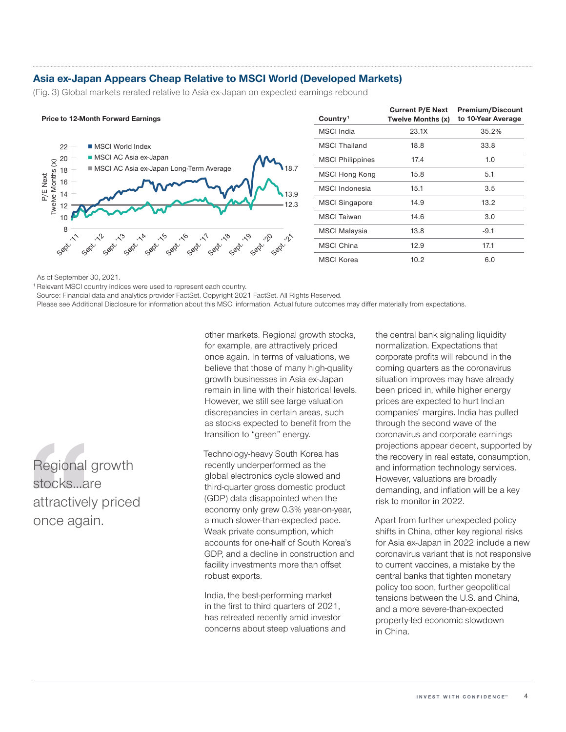## Asia ex-Japan Appears Cheap Relative to MSCI World (Developed Markets)

(Fig. 3) Global markets rerated relative to Asia ex-Japan on expected earnings rebound

**Price to 12-Month Forward Earnings**

| Country[1] | Current P/E Next Twelve Months (x) | Premium/Discount to 10-Year Average |
|---|---|---|
| MSCI India | 23.1X | 35.2% |
| MSCI Thailand | 18.8 | 33.8 |
| MSCI Philippines | 17.4 | 1.0 |
| MSCI Hong Kong | 15.8 | 5.1 |
| MSCI Indonesia | 15.1 | 3.5 |
| MSCI Singapore | 14.9 | 13.2 |
| MSCI Taiwan | 14.6 | 3.0 |
| MSCI Malaysia | 13.8 | -9.1 |
| MSCI China | 12.9 | 17.1 |
| MSCI Korea | 10.2 | 6.0 |

As of September 30, 2021.

[1] Relevant MSCI country indices were used to represent each country.

Source: Financial data and analytics provider FactSet. Copyright 2021 FactSet. All Rights Reserved.

Please see Additional Disclosure for information about this MSCI information. Actual future outcomes may differ materially from expectations.

> Regional growth stocks...are attractively priced once again.

other markets. Regional growth stocks, for example, are attractively priced once again. In terms of valuations, we believe that those of many high-quality growth businesses in Asia ex-Japan remain in line with their historical levels. However, we still see large valuation discrepancies in certain areas, such as stocks expected to benefit from the transition to "green" energy.

Technology-heavy South Korea has recently underperformed as the global electronics cycle slowed and third-quarter gross domestic product (GDP) data disappointed when the economy only grew 0.3% year-on-year, a much slower-than-expected pace. Weak private consumption, which accounts for one-half of South Korea's GDP, and a decline in construction and facility investments more than offset robust exports.

India, the best-performing market in the first to third quarters of 2021, has retreated recently amid investor concerns about steep valuations and the central bank signaling liquidity normalization. Expectations that corporate profits will rebound in the coming quarters as the coronavirus situation improves may have already been priced in, while higher energy prices are expected to hurt Indian companies' margins. India has pulled through the second wave of the coronavirus and corporate earnings projections appear decent, supported by the recovery in real estate, consumption, and information technology services. However, valuations are broadly demanding, and inflation will be a key risk to monitor in 2022.

Apart from further unexpected policy shifts in China, other key regional risks for Asia ex-Japan in 2022 include a new coronavirus variant that is not responsive to current vaccines, a mistake by the central banks that tighten monetary policy too soon, further geopolitical tensions between the U.S. and China, and a more severe-than-expected property-led economic slowdown in China.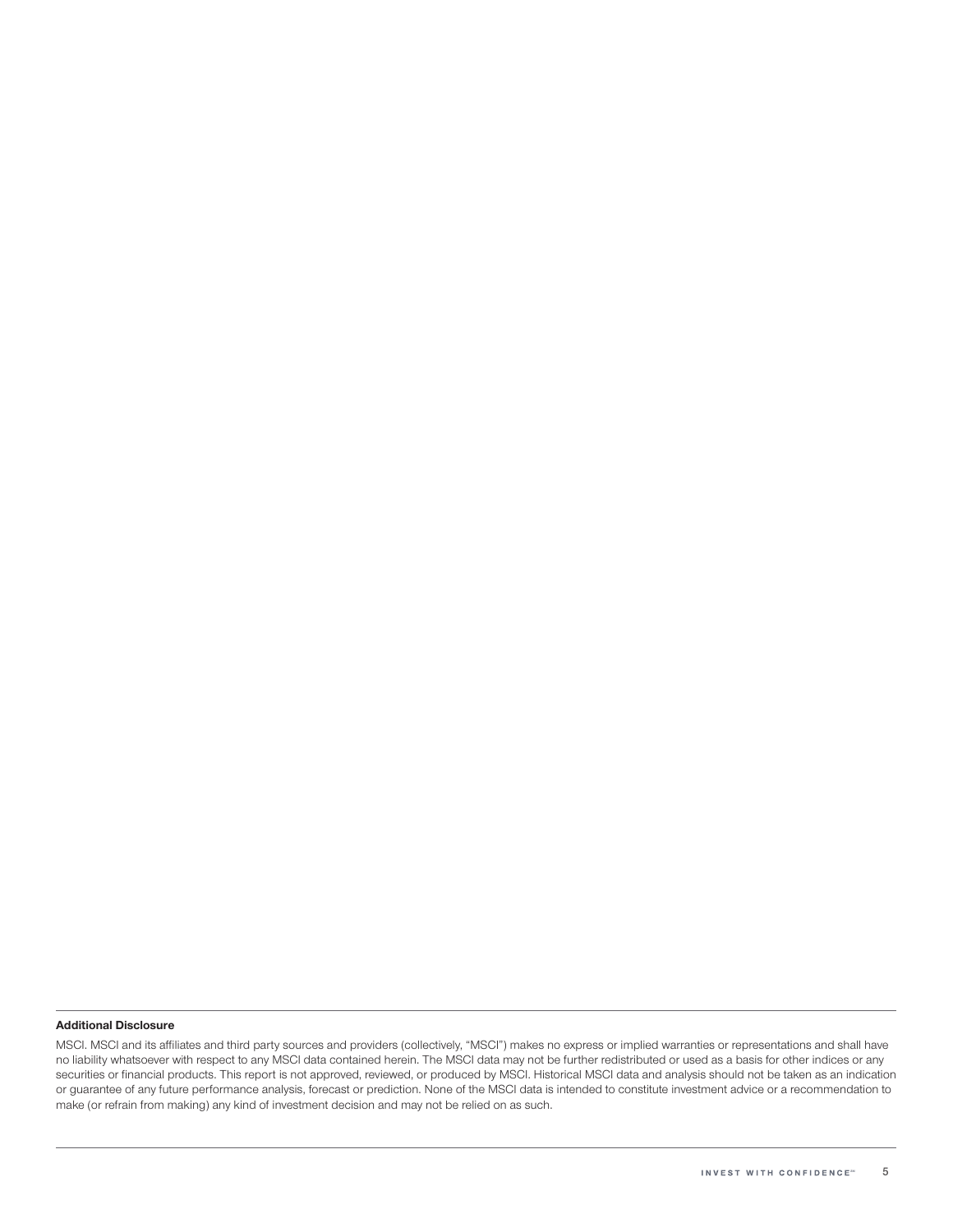**Additional Disclosure**

MSCI. MSCI and its affiliates and third party sources and providers (collectively, "MSCI") makes no express or implied warranties or representations and shall have no liability whatsoever with respect to any MSCI data contained herein. The MSCI data may not be further redistributed or used as a basis for other indices or any securities or financial products. This report is not approved, reviewed, or produced by MSCI. Historical MSCI data and analysis should not be taken as an indication or guarantee of any future performance analysis, forecast or prediction. None of the MSCI data is intended to constitute investment advice or a recommendation to make (or refrain from making) any kind of investment decision and may not be relied on as such.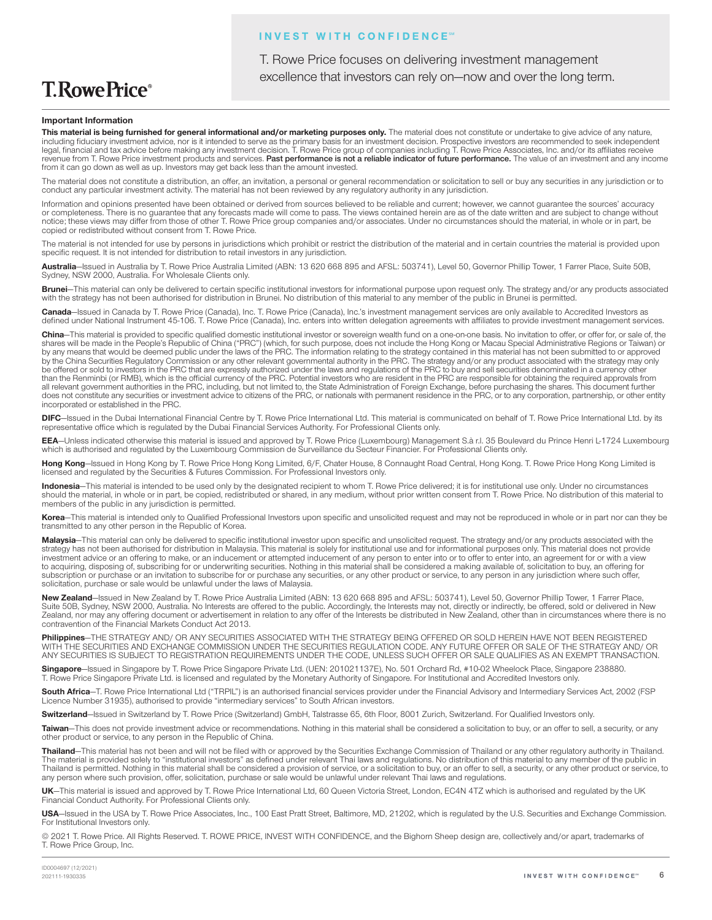T.RowePrice®

**INVEST WITH CONFIDENCE℠**

T. Rowe Price focuses on delivering investment management excellence that investors can rely on—now and over the long term.

### Important Information

**This material is being furnished for general informational and/or marketing purposes only.** The material does not constitute or undertake to give advice of any nature, including fiduciary investment advice, nor is it intended to serve as the primary basis for an investment decision. Prospective investors are recommended to seek independent legal, financial and tax advice before making any investment decision. T. Rowe Price group of companies including T. Rowe Price Associates, Inc. and/or its affiliates receive revenue from T. Rowe Price investment products and services. **Past performance is not a reliable indicator of future performance.** The value of an investment and any income from it can go down as well as up. Investors may get back less than the amount invested.

The material does not constitute a distribution, an offer, an invitation, a personal or general recommendation or solicitation to sell or buy any securities in any jurisdiction or to conduct any particular investment activity. The material has not been reviewed by any regulatory authority in any jurisdiction.

Information and opinions presented have been obtained or derived from sources believed to be reliable and current; however, we cannot guarantee the sources' accuracy or completeness. There is no guarantee that any forecasts made will come to pass. The views contained herein are as of the date written and are subject to change without notice; these views may differ from those of other T. Rowe Price group companies and/or associates. Under no circumstances should the material, in whole or in part, be copied or redistributed without consent from T. Rowe Price.

The material is not intended for use by persons in jurisdictions which prohibit or restrict the distribution of the material and in certain countries the material is provided upon specific request. It is not intended for distribution to retail investors in any jurisdiction.

**Australia**—Issued in Australia by T. Rowe Price Australia Limited (ABN: 13 620 668 895 and AFSL: 503741), Level 50, Governor Phillip Tower, 1 Farrer Place, Suite 50B, Sydney, NSW 2000, Australia. For Wholesale Clients only.

**Brunei**—This material can only be delivered to certain specific institutional investors for informational purpose upon request only. The strategy and/or any products associated with the strategy has not been authorised for distribution in Brunei. No distribution of this material to any member of the public in Brunei is permitted.

**Canada**—Issued in Canada by T. Rowe Price (Canada), Inc. T. Rowe Price (Canada), Inc.'s investment management services are only available to Accredited Investors as defined under National Instrument 45-106. T. Rowe Price (Canada), Inc. enters into written delegation agreements with affiliates to provide investment management services.

**China**—This material is provided to specific qualified domestic institutional investor or sovereign wealth fund on a one-on-one basis. No invitation to offer, or offer for, or sale of, the shares will be made in the People's Republic of China ("PRC") (which, for such purpose, does not include the Hong Kong or Macau Special Administrative Regions or Taiwan) or by any means that would be deemed public under the laws of the PRC. The information relating to the strategy contained in this material has not been submitted to or approved by the China Securities Regulatory Commission or any other relevant governmental authority in the PRC. The strategy and/or any product associated with the strategy may only be offered or sold to investors in the PRC that are expressly authorized under the laws and regulations of the PRC to buy and sell securities denominated in a currency other than the Renminbi (or RMB), which is the official currency of the PRC. Potential investors who are resident in the PRC are responsible for obtaining the required approvals from all relevant government authorities in the PRC, including, but not limited to, the State Administration of Foreign Exchange, before purchasing the shares. This document further does not constitute any securities or investment advice to citizens of the PRC, or nationals with permanent residence in the PRC, or to any corporation, partnership, or other entity incorporated or established in the PRC.

**DIFC**—Issued in the Dubai International Financial Centre by T. Rowe Price International Ltd. This material is communicated on behalf of T. Rowe Price International Ltd. by its representative office which is regulated by the Dubai Financial Services Authority. For Professional Clients only.

**EEA**—Unless indicated otherwise this material is issued and approved by T. Rowe Price (Luxembourg) Management S.à r.l. 35 Boulevard du Prince Henri L-1724 Luxembourg which is authorised and regulated by the Luxembourg Commission de Surveillance du Secteur Financier. For Professional Clients only.

**Hong Kong**—Issued in Hong Kong by T. Rowe Price Hong Kong Limited, 6/F, Chater House, 8 Connaught Road Central, Hong Kong. T. Rowe Price Hong Kong Limited is licensed and regulated by the Securities & Futures Commission. For Professional Investors only.

**Indonesia**—This material is intended to be used only by the designated recipient to whom T. Rowe Price delivered; it is for institutional use only. Under no circumstances should the material, in whole or in part, be copied, redistributed or shared, in any medium, without prior written consent from T. Rowe Price. No distribution of this material to members of the public in any jurisdiction is permitted.

**Korea**—This material is intended only to Qualified Professional Investors upon specific and unsolicited request and may not be reproduced in whole or in part nor can they be transmitted to any other person in the Republic of Korea.

**Malaysia**—This material can only be delivered to specific institutional investor upon specific and unsolicited request. The strategy and/or any products associated with the strategy has not been authorised for distribution in Malaysia. This material is solely for institutional use and for informational purposes only. This material does not provide investment advice or an offering to make, or an inducement or attempted inducement of any person to enter into or to offer to enter into, an agreement for or with a view to acquiring, disposing of, subscribing for or underwriting securities. Nothing in this material shall be considered a making available of, solicitation to buy, an offering for subscription or purchase or an invitation to subscribe for or purchase any securities, or any other product or service, to any person in any jurisdiction where such offer, solicitation, purchase or sale would be unlawful under the laws of Malaysia.

**New Zealand**—Issued in New Zealand by T. Rowe Price Australia Limited (ABN: 13 620 668 895 and AFSL: 503741), Level 50, Governor Phillip Tower, 1 Farrer Place, Suite 50B, Sydney, NSW 2000, Australia. No Interests are offered to the public. Accordingly, the Interests may not, directly or indirectly, be offered, sold or delivered in New Zealand, nor may any offering document or advertisement in relation to any offer of the Interests be distributed in New Zealand, other than in circumstances where there is no contravention of the Financial Markets Conduct Act 2013.

**Philippines**—THE STRATEGY AND/ OR ANY SECURITIES ASSOCIATED WITH THE STRATEGY BEING OFFERED OR SOLD HEREIN HAVE NOT BEEN REGISTERED WITH THE SECURITIES AND EXCHANGE COMMISSION UNDER THE SECURITIES REGULATION CODE. ANY FUTURE OFFER OR SALE OF THE STRATEGY AND/ OR ANY SECURITIES IS SUBJECT TO REGISTRATION REQUIREMENTS UNDER THE CODE, UNLESS SUCH OFFER OR SALE QUALIFIES AS AN EXEMPT TRANSACTION.

**Singapore**—Issued in Singapore by T. Rowe Price Singapore Private Ltd. (UEN: 201021137E), No. 501 Orchard Rd, #10-02 Wheelock Place, Singapore 238880. T. Rowe Price Singapore Private Ltd. is licensed and regulated by the Monetary Authority of Singapore. For Institutional and Accredited Investors only.

**South Africa**—T. Rowe Price International Ltd ("TRPIL") is an authorised financial services provider under the Financial Advisory and Intermediary Services Act, 2002 (FSP Licence Number 31935), authorised to provide "intermediary services" to South African investors.

**Switzerland**—Issued in Switzerland by T. Rowe Price (Switzerland) GmbH, Talstrasse 65, 6th Floor, 8001 Zurich, Switzerland. For Qualified Investors only.

**Taiwan**—This does not provide investment advice or recommendations. Nothing in this material shall be considered a solicitation to buy, or an offer to sell, a security, or any other product or service, to any person in the Republic of China.

**Thailand**—This material has not been and will not be filed with or approved by the Securities Exchange Commission of Thailand or any other regulatory authority in Thailand. The material is provided solely to "institutional investors" as defined under relevant Thai laws and regulations. No distribution of this material to any member of the public in Thailand is permitted. Nothing in this material shall be considered a provision of service, or a solicitation to buy, or an offer to sell, a security, or any other product or service, to any person where such provision, offer, solicitation, purchase or sale would be unlawful under relevant Thai laws and regulations.

**UK**—This material is issued and approved by T. Rowe Price International Ltd, 60 Queen Victoria Street, London, EC4N 4TZ which is authorised and regulated by the UK Financial Conduct Authority. For Professional Clients only.

**USA**—Issued in the USA by T. Rowe Price Associates, Inc., 100 East Pratt Street, Baltimore, MD, 21202, which is regulated by the U.S. Securities and Exchange Commission. For Institutional Investors only.

© 2021 T. Rowe Price. All Rights Reserved. T. ROWE PRICE, INVEST WITH CONFIDENCE, and the Bighorn Sheep design are, collectively and/or apart, trademarks of T. Rowe Price Group, Inc.

ID0004697 (12/2021)
202111-1930335